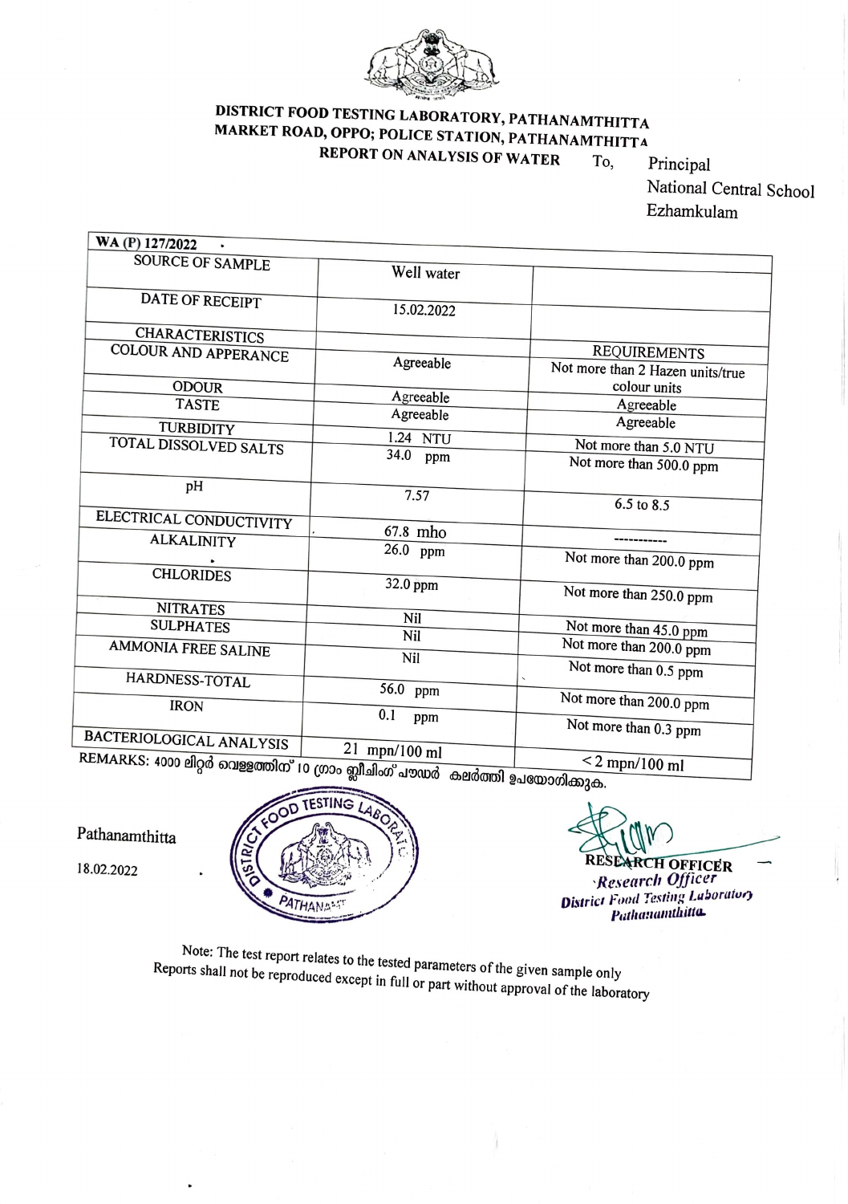# DISTRICT FOOD TESTING LABORATORY, PATHANAMTHITTA
## MARKET ROAD, OPPO; POLICE STATION, PATHANAMTHITTA
### REPORT ON ANALYSIS OF WATER

To,
Principal
National Central School
Ezhamkulam

| WA (P) 127/2022 | | |
|---|---|---|
| SOURCE OF SAMPLE | Well water | |
| DATE OF RECEIPT | 15.02.2022 | |
| CHARACTERISTICS | | REQUIREMENTS |
| COLOUR AND APPERANCE | Agreeable | Not more than 2 Hazen units/true colour units |
| ODOUR | Agreeable | Agreeable |
| TASTE | Agreeable | Agreeable |
| TURBIDITY | 1.24 NTU | Not more than 5.0 NTU |
| TOTAL DISSOLVED SALTS | 34.0 ppm | Not more than 500.0 ppm |
| pH | 7.57 | 6.5 to 8.5 |
| ELECTRICAL CONDUCTIVITY | 67.8 mho | ----------- |
| ALKALINITY | 26.0 ppm | Not more than 200.0 ppm |
| CHLORIDES | 32.0 ppm | Not more than 250.0 ppm |
| NITRATES | Nil | Not more than 45.0 ppm |
| SULPHATES | Nil | Not more than 200.0 ppm |
| AMMONIA FREE SALINE | Nil | Not more than 0.5 ppm |
| HARDNESS-TOTAL | 56.0 ppm | Not more than 200.0 ppm |
| IRON | 0.1 ppm | Not more than 0.3 ppm |
| BACTERIOLOGICAL ANALYSIS | 21 mpn/100 ml | < 2 mpn/100 ml |

REMARKS: 4000 ലിറ്റർ വെള്ളത്തിന് 10 ഗ്രാം ബ്ലീച്ചിംഗ് പൗഡർ കലർത്തി ഉപയോഗിക്കുക.

Pathanamthitta

18.02.2022

RESEARCH OFFICER
*Research Officer*
*District Food Testing Laboratory*
*Pathanamthitta*

Note: The test report relates to the tested parameters of the given sample only
Reports shall not be reproduced except in full or part without approval of the laboratory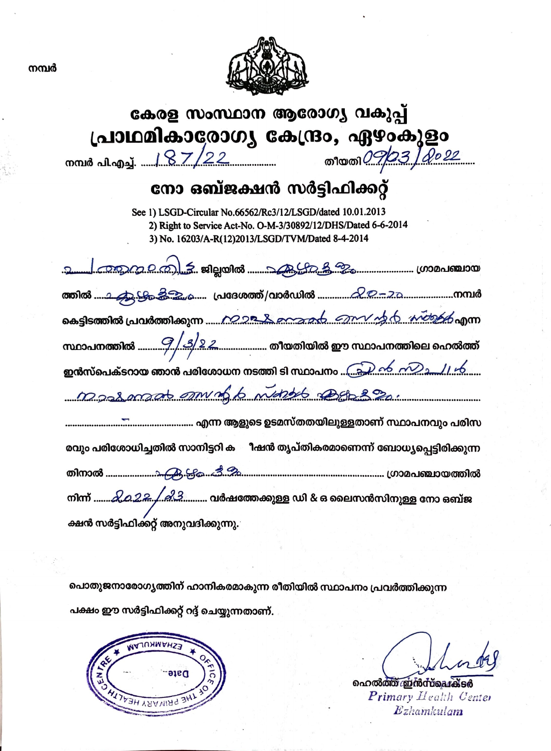നമ്പർ

# കേരള സംസ്ഥാന ആരോഗ്യ വകുപ്പ്
# പ്രാഥമികാരോഗ്യ കേന്ദ്രം, ഏഴംകുളം

നമ്പർ പി.എച്ച്. 187/22 തീയതി 09/03/2022

## നോ ഒബ്ജക്ഷൻ സർട്ടിഫിക്കറ്റ്

See 1) LSGD-Circular No.66562/Rc3/12/LSGD/dated 10.01.2013
2) Right to Service Act-No. O-M-3/30892/12/DHS/Dated 6-6-2014
3) No. 16203/A-R(12)2013/LSGD/TVM/Dated 8-4-2014

പത്തനംതിട്ട ജില്ലയിൽ ഏഴംകുളം ഗ്രാമപഞ്ചായത്തിൽ ഏഴംകുളം പ്രദേശത്ത്/വാർഡിൽ 20-20 നമ്പർ കെട്ടിടത്തിൽ പ്രവർത്തിക്കുന്ന മാടമ്പത്ത് സൂപ്പർ മാർക്കറ്റ് എന്ന സ്ഥാപനത്തിൽ 9/3/22 തീയതിയിൽ ഈ സ്ഥാപനത്തിലെ ഹെൽത്ത് ഇൻസ്പെക്ടറായ ഞാൻ പരിശോധന നടത്തി ടി സ്ഥാപനം ഷിബു മാടമ്പത്ത് സൂപ്പർ മാർക്കറ്റ് ഏഴംകുളം.

.............................. എന്ന ആളുടെ ഉടമസ്തതയിലുള്ളതാണ് സ്ഥാപനവും പരിസരവും പരിശോധിച്ചതിൽ സാനിട്ടറി ക ീഷൻ തൃപ്തികരമാണെന്ന് ബോധ്യപ്പെട്ടിരിക്കുന്നതിനാൽ ഏഴംകുളം ഗ്രാമപഞ്ചായത്തിൽ നിന്ന് 2022/23 വർഷത്തേക്കുള്ള ഡി & ഒ ലൈസൻസിനുള്ള നോ ഒബ്ജക്ഷൻ സർട്ടിഫിക്കറ്റ് അനുവദിക്കുന്നു.

പൊതുജനാരോഗ്യത്തിന് ഹാനികരമാകുന്ന രീതിയിൽ സ്ഥാപനം പ്രവർത്തിക്കുന്ന പക്ഷം ഈ സർട്ടിഫിക്കറ്റ് റദ്ദ് ചെയ്യുന്നതാണ്.

(Seal: OFFICE OF THE PRIMARY HEALTH CENTRE ★ EZHAMKULAM ★ Date)

ഹെൽത്ത് ഇൻസ്പെക്ടർ
Primary Health Center
Ezhamkulam